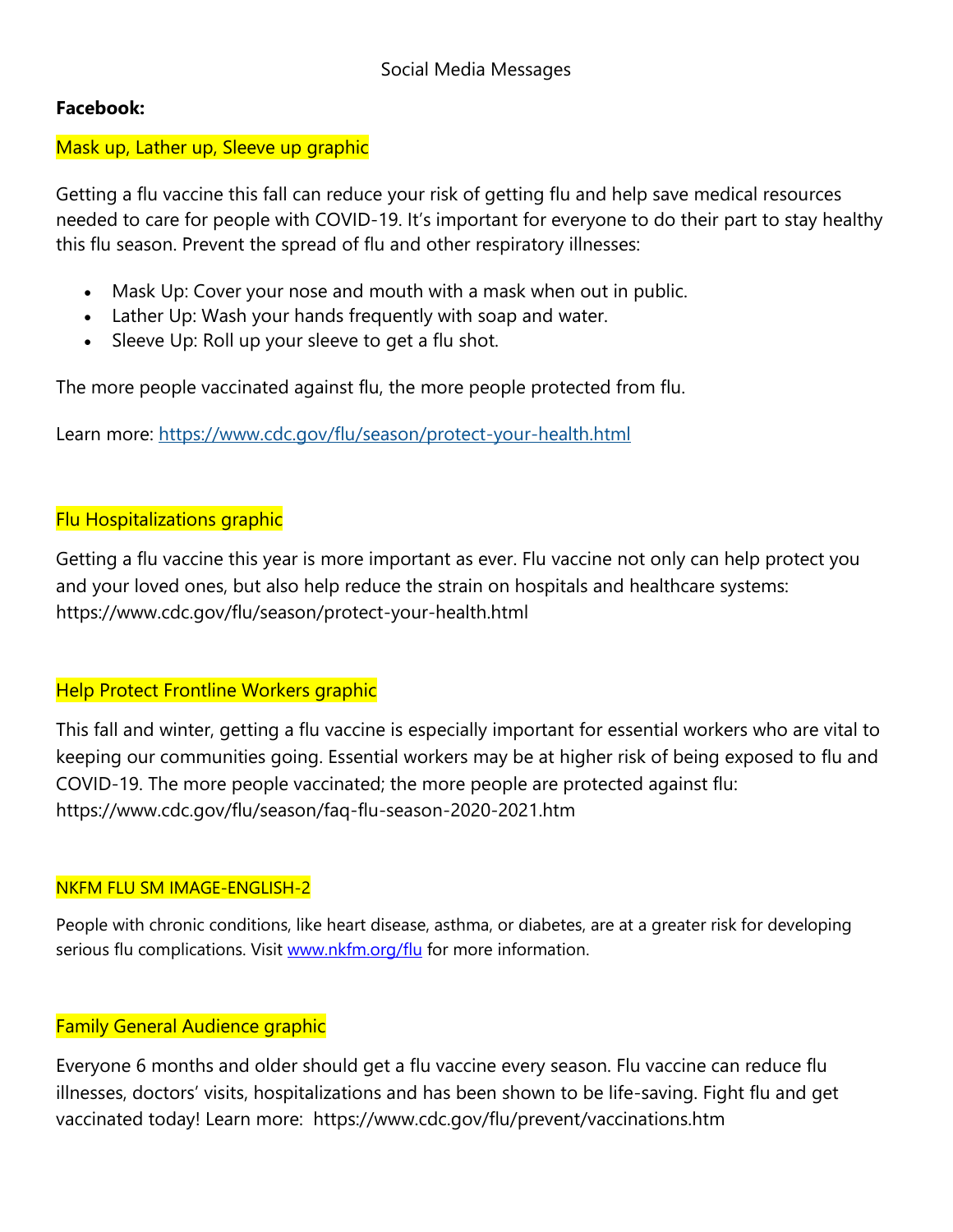Social Media Messages

**Facebook:**

Mask up, Lather up, Sleeve up graphic

Getting a flu vaccine this fall can reduce your risk of getting flu and help save medical resources needed to care for people with COVID-19. It's important for everyone to do their part to stay healthy this flu season. Prevent the spread of flu and other respiratory illnesses:

- Mask Up: Cover your nose and mouth with a mask when out in public.
- Lather Up: Wash your hands frequently with soap and water.
- Sleeve Up: Roll up your sleeve to get a flu shot.

The more people vaccinated against flu, the more people protected from flu.

Learn more: https://www.cdc.gov/flu/season/protect-your-health.html

Flu Hospitalizations graphic

Getting a flu vaccine this year is more important as ever. Flu vaccine not only can help protect you and your loved ones, but also help reduce the strain on hospitals and healthcare systems: https://www.cdc.gov/flu/season/protect-your-health.html

Help Protect Frontline Workers graphic

This fall and winter, getting a flu vaccine is especially important for essential workers who are vital to keeping our communities going. Essential workers may be at higher risk of being exposed to flu and COVID-19. The more people vaccinated; the more people are protected against flu: https://www.cdc.gov/flu/season/faq-flu-season-2020-2021.htm

NKFM FLU SM IMAGE-ENGLISH-2

People with chronic conditions, like heart disease, asthma, or diabetes, are at a greater risk for developing serious flu complications. Visit www.nkfm.org/flu for more information.

Family General Audience graphic

Everyone 6 months and older should get a flu vaccine every season. Flu vaccine can reduce flu illnesses, doctors' visits, hospitalizations and has been shown to be life-saving. Fight flu and get vaccinated today! Learn more: https://www.cdc.gov/flu/prevent/vaccinations.htm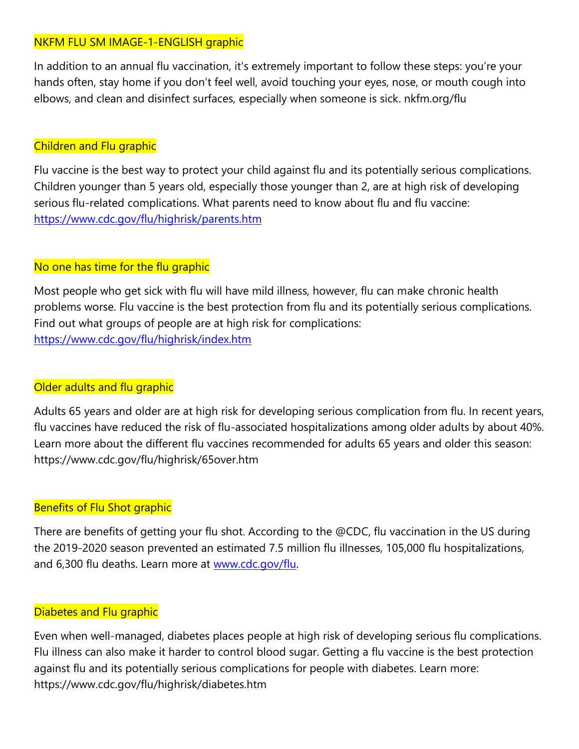NKFM FLU SM IMAGE-1-ENGLISH graphic

In addition to an annual flu vaccination, it's extremely important to follow these steps: you're your hands often, stay home if you don't feel well, avoid touching your eyes, nose, or mouth cough into elbows, and clean and disinfect surfaces, especially when someone is sick. nkfm.org/flu

Children and Flu graphic

Flu vaccine is the best way to protect your child against flu and its potentially serious complications. Children younger than 5 years old, especially those younger than 2, are at high risk of developing serious flu-related complications. What parents need to know about flu and flu vaccine: https://www.cdc.gov/flu/highrisk/parents.htm

No one has time for the flu graphic

Most people who get sick with flu will have mild illness, however, flu can make chronic health problems worse. Flu vaccine is the best protection from flu and its potentially serious complications. Find out what groups of people are at high risk for complications: https://www.cdc.gov/flu/highrisk/index.htm

Older adults and flu graphic

Adults 65 years and older are at high risk for developing serious complication from flu. In recent years, flu vaccines have reduced the risk of flu-associated hospitalizations among older adults by about 40%. Learn more about the different flu vaccines recommended for adults 65 years and older this season: https://www.cdc.gov/flu/highrisk/65over.htm

Benefits of Flu Shot graphic

There are benefits of getting your flu shot. According to the @CDC, flu vaccination in the US during the 2019-2020 season prevented an estimated 7.5 million flu illnesses, 105,000 flu hospitalizations, and 6,300 flu deaths. Learn more at www.cdc.gov/flu.

Diabetes and Flu graphic

Even when well-managed, diabetes places people at high risk of developing serious flu complications. Flu illness can also make it harder to control blood sugar. Getting a flu vaccine is the best protection against flu and its potentially serious complications for people with diabetes. Learn more: https://www.cdc.gov/flu/highrisk/diabetes.htm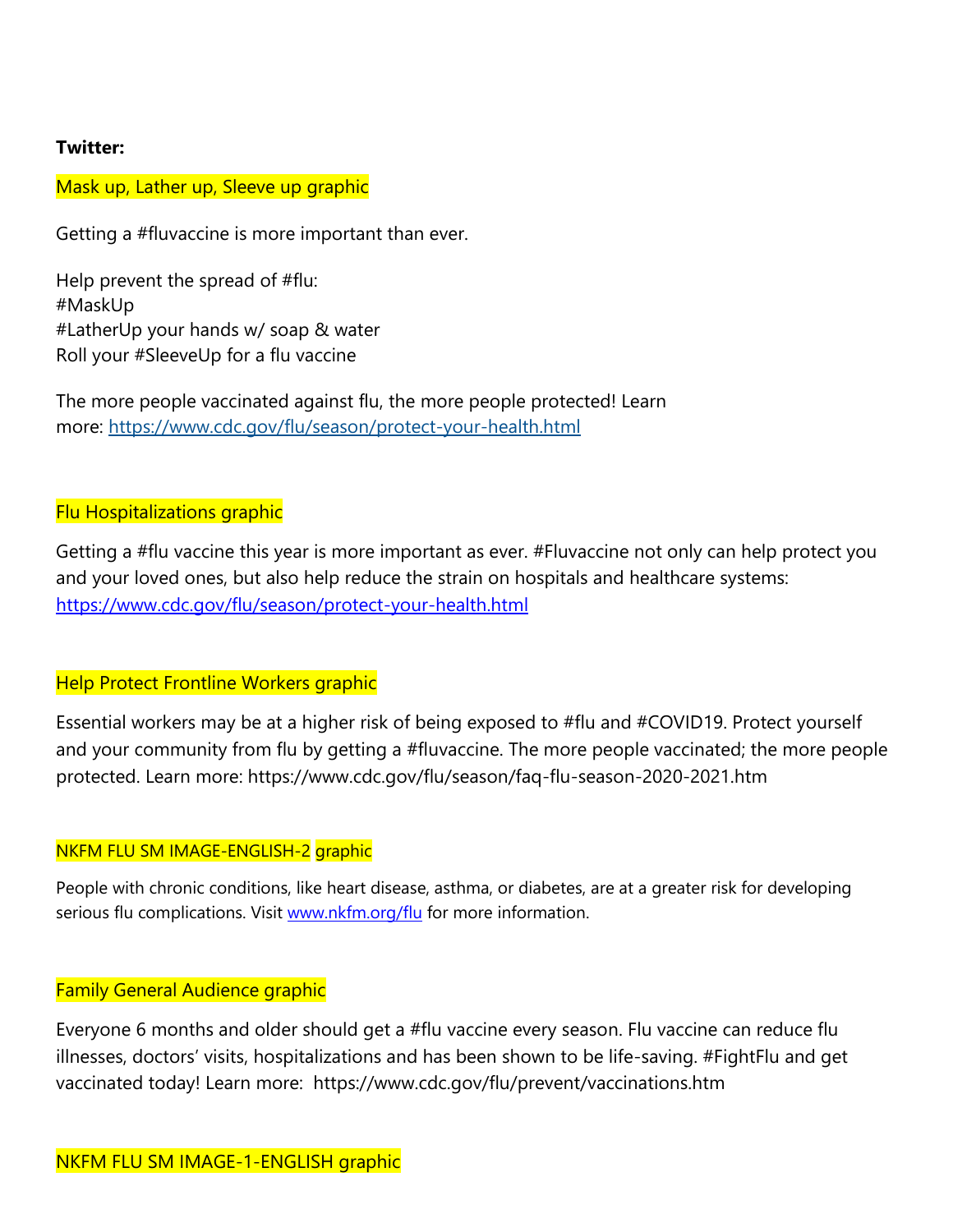**Twitter:**

Mask up, Lather up, Sleeve up graphic

Getting a #fluvaccine is more important than ever.

Help prevent the spread of #flu:
#MaskUp
#LatherUp your hands w/ soap & water
Roll your #SleeveUp for a flu vaccine

The more people vaccinated against flu, the more people protected! Learn more: https://www.cdc.gov/flu/season/protect-your-health.html

Flu Hospitalizations graphic

Getting a #flu vaccine this year is more important as ever. #Fluvaccine not only can help protect you and your loved ones, but also help reduce the strain on hospitals and healthcare systems: https://www.cdc.gov/flu/season/protect-your-health.html

Help Protect Frontline Workers graphic

Essential workers may be at a higher risk of being exposed to #flu and #COVID19. Protect yourself and your community from flu by getting a #fluvaccine. The more people vaccinated; the more people protected. Learn more: https://www.cdc.gov/flu/season/faq-flu-season-2020-2021.htm

NKFM FLU SM IMAGE-ENGLISH-2 graphic

People with chronic conditions, like heart disease, asthma, or diabetes, are at a greater risk for developing serious flu complications. Visit www.nkfm.org/flu for more information.

Family General Audience graphic

Everyone 6 months and older should get a #flu vaccine every season. Flu vaccine can reduce flu illnesses, doctors' visits, hospitalizations and has been shown to be life-saving. #FightFlu and get vaccinated today! Learn more: https://www.cdc.gov/flu/prevent/vaccinations.htm

NKFM FLU SM IMAGE-1-ENGLISH graphic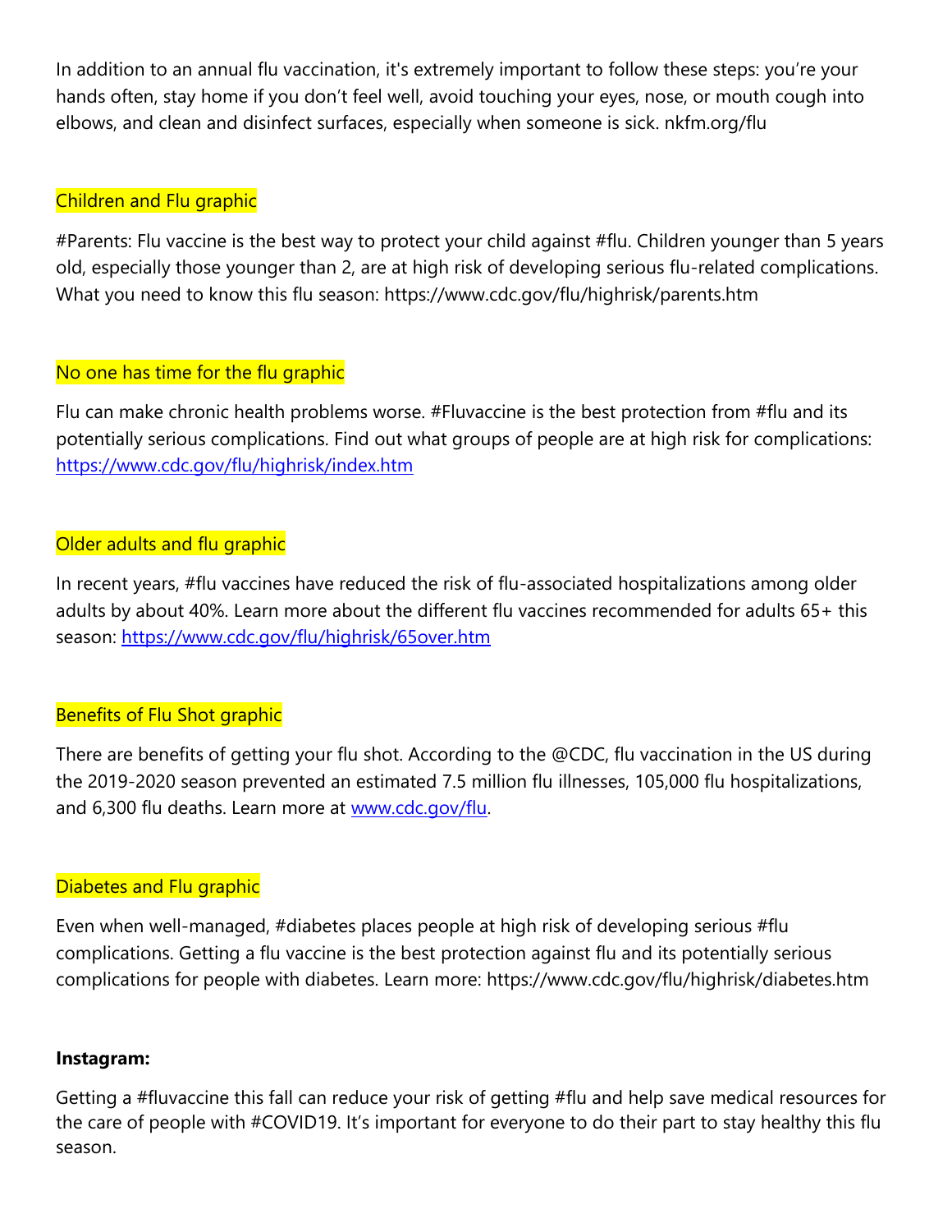In addition to an annual flu vaccination, it's extremely important to follow these steps: you're your hands often, stay home if you don't feel well, avoid touching your eyes, nose, or mouth cough into elbows, and clean and disinfect surfaces, especially when someone is sick. nkfm.org/flu

Children and Flu graphic

#Parents: Flu vaccine is the best way to protect your child against #flu. Children younger than 5 years old, especially those younger than 2, are at high risk of developing serious flu-related complications. What you need to know this flu season: https://www.cdc.gov/flu/highrisk/parents.htm

No one has time for the flu graphic

Flu can make chronic health problems worse. #Fluvaccine is the best protection from #flu and its potentially serious complications. Find out what groups of people are at high risk for complications: https://www.cdc.gov/flu/highrisk/index.htm

Older adults and flu graphic

In recent years, #flu vaccines have reduced the risk of flu-associated hospitalizations among older adults by about 40%. Learn more about the different flu vaccines recommended for adults 65+ this season: https://www.cdc.gov/flu/highrisk/65over.htm

Benefits of Flu Shot graphic

There are benefits of getting your flu shot. According to the @CDC, flu vaccination in the US during the 2019-2020 season prevented an estimated 7.5 million flu illnesses, 105,000 flu hospitalizations, and 6,300 flu deaths. Learn more at www.cdc.gov/flu.

Diabetes and Flu graphic

Even when well-managed, #diabetes places people at high risk of developing serious #flu complications. Getting a flu vaccine is the best protection against flu and its potentially serious complications for people with diabetes. Learn more: https://www.cdc.gov/flu/highrisk/diabetes.htm

**Instagram:**

Getting a #fluvaccine this fall can reduce your risk of getting #flu and help save medical resources for the care of people with #COVID19. It's important for everyone to do their part to stay healthy this flu season.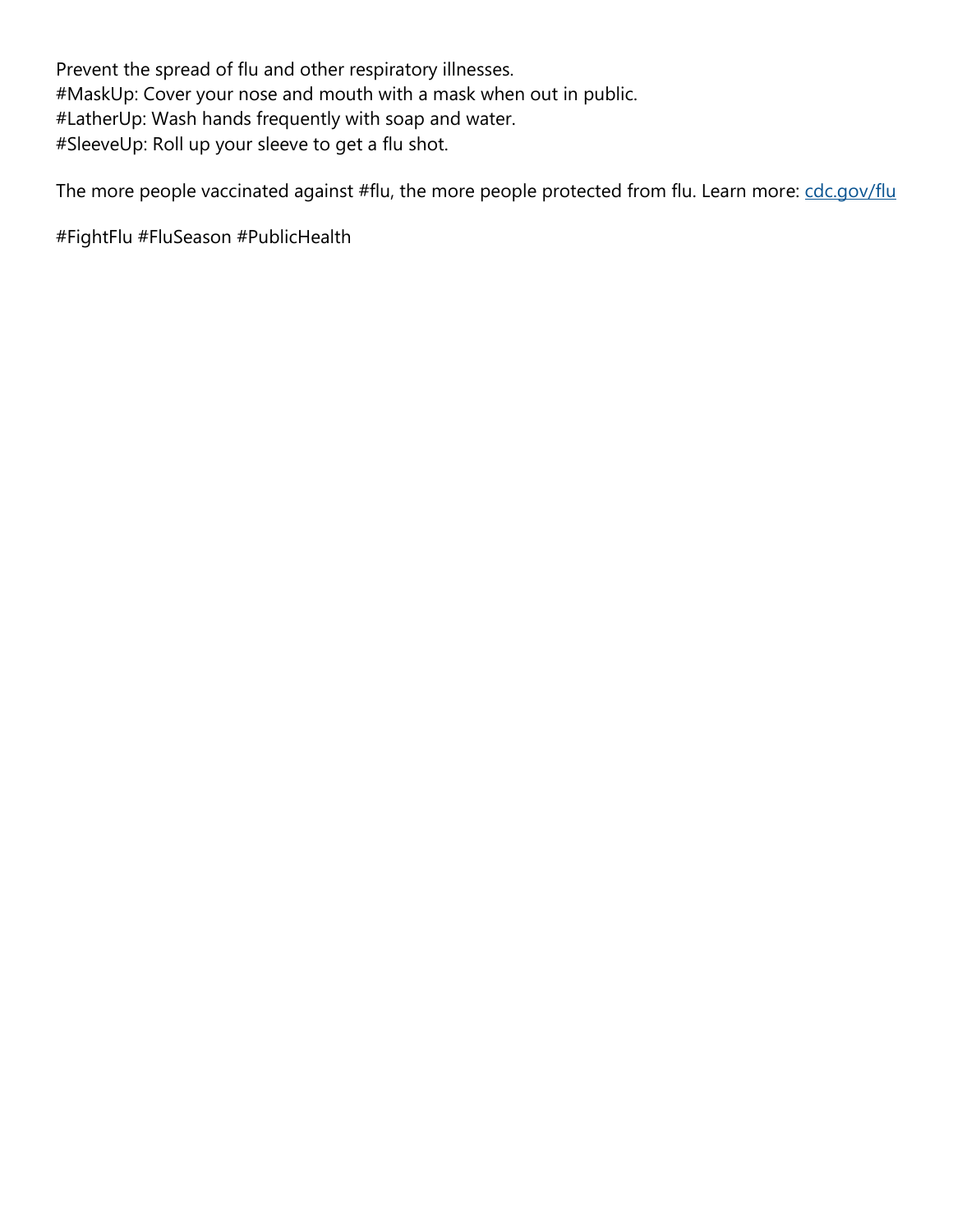Prevent the spread of flu and other respiratory illnesses.
#MaskUp: Cover your nose and mouth with a mask when out in public.
#LatherUp: Wash hands frequently with soap and water.
#SleeveUp: Roll up your sleeve to get a flu shot.

The more people vaccinated against #flu, the more people protected from flu. Learn more: [cdc.gov/flu](cdc.gov/flu)

#FightFlu #FluSeason #PublicHealth